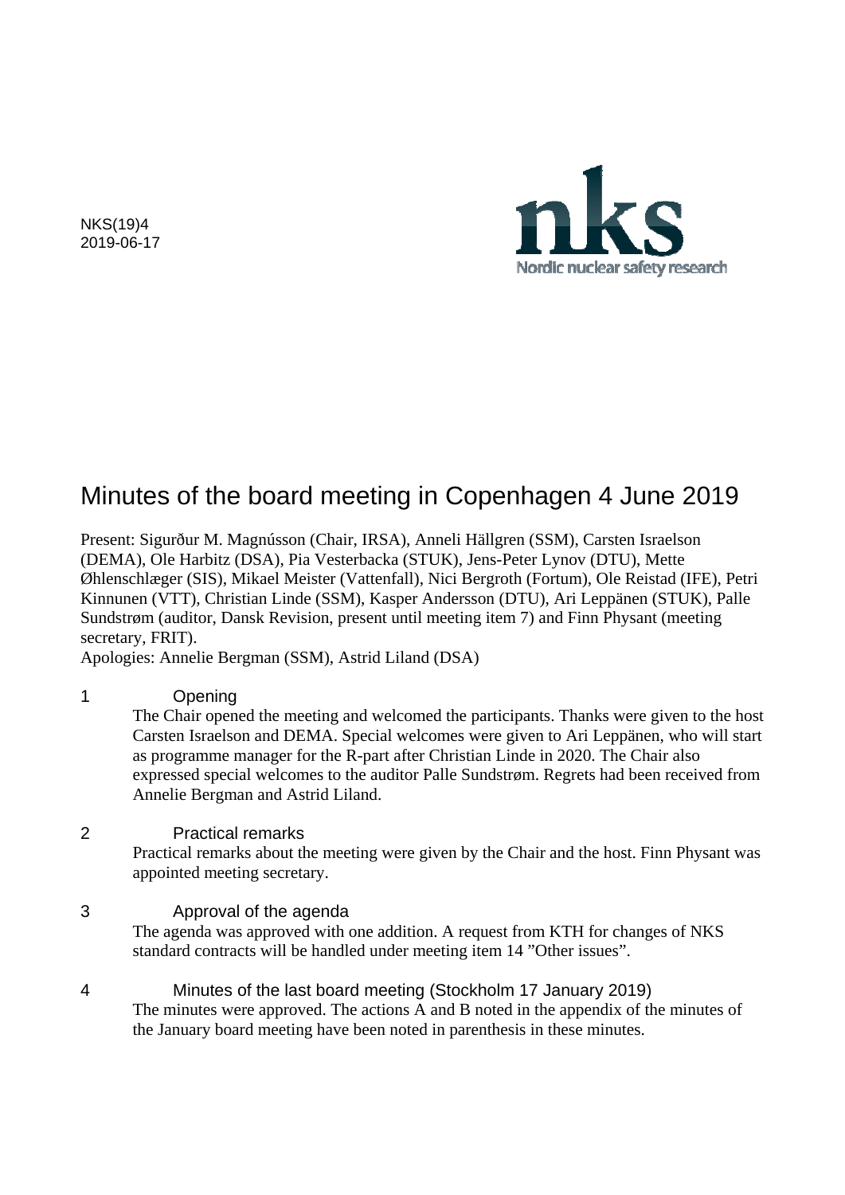NKS(19)4
2019-06-17

nks
Nordic nuclear safety research

# Minutes of the board meeting in Copenhagen 4 June 2019

Present: Sigurður M. Magnússon (Chair, IRSA), Anneli Hällgren (SSM), Carsten Israelson (DEMA), Ole Harbitz (DSA), Pia Vesterbacka (STUK), Jens-Peter Lynov (DTU), Mette Øhlenschlæger (SIS), Mikael Meister (Vattenfall), Nici Bergroth (Fortum), Ole Reistad (IFE), Petri Kinnunen (VTT), Christian Linde (SSM), Kasper Andersson (DTU), Ari Leppänen (STUK), Palle Sundstrøm (auditor, Dansk Revision, present until meeting item 7) and Finn Physant (meeting secretary, FRIT).
Apologies: Annelie Bergman (SSM), Astrid Liland (DSA)

## 1 Opening

The Chair opened the meeting and welcomed the participants. Thanks were given to the host Carsten Israelson and DEMA. Special welcomes were given to Ari Leppänen, who will start as programme manager for the R-part after Christian Linde in 2020. The Chair also expressed special welcomes to the auditor Palle Sundstrøm. Regrets had been received from Annelie Bergman and Astrid Liland.

## 2 Practical remarks

Practical remarks about the meeting were given by the Chair and the host. Finn Physant was appointed meeting secretary.

## 3 Approval of the agenda

The agenda was approved with one addition. A request from KTH for changes of NKS standard contracts will be handled under meeting item 14 ”Other issues”.

## 4 Minutes of the last board meeting (Stockholm 17 January 2019)

The minutes were approved. The actions A and B noted in the appendix of the minutes of the January board meeting have been noted in parenthesis in these minutes.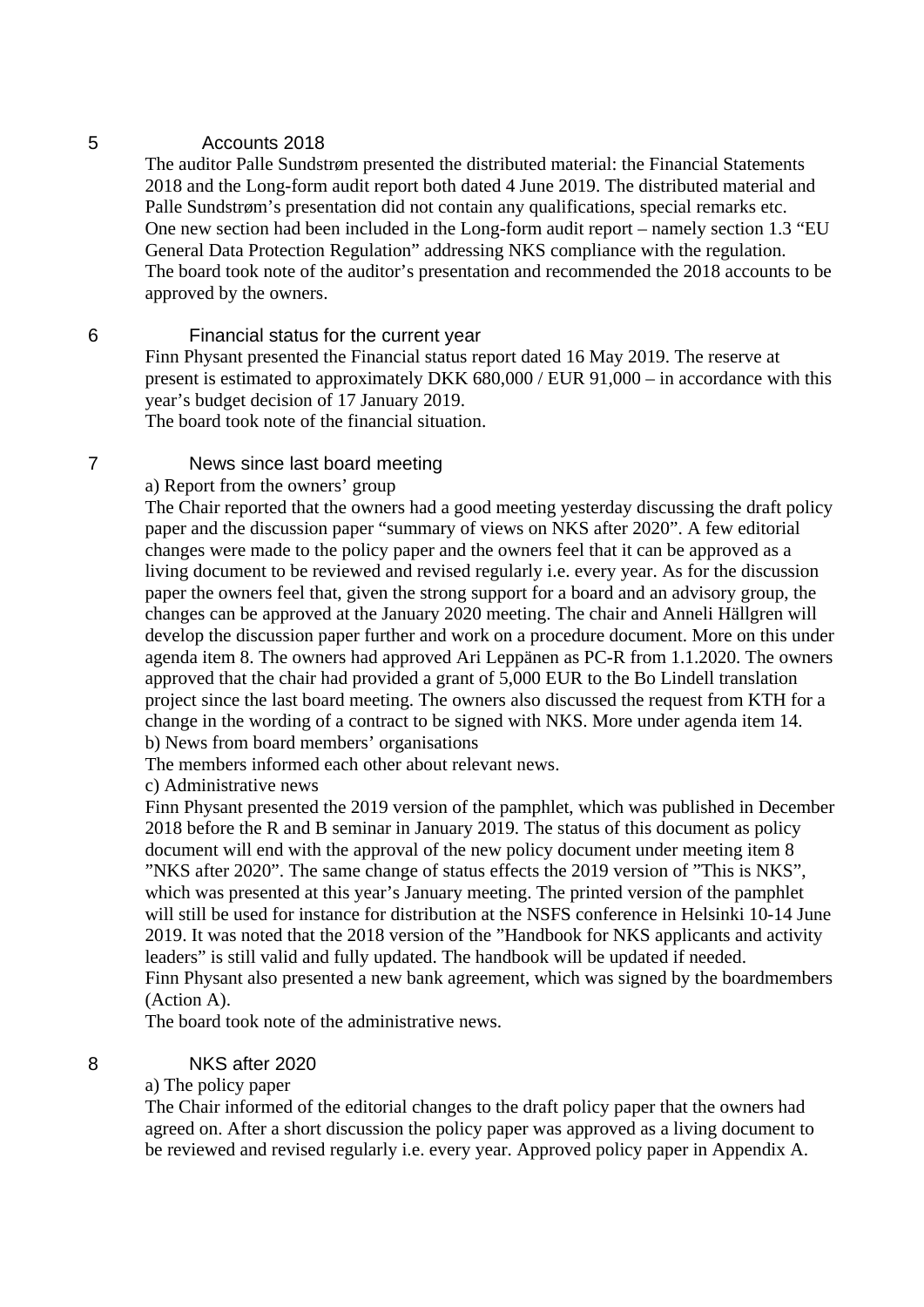## 5 Accounts 2018

The auditor Palle Sundstrøm presented the distributed material: the Financial Statements 2018 and the Long-form audit report both dated 4 June 2019. The distributed material and Palle Sundstrøm's presentation did not contain any qualifications, special remarks etc. One new section had been included in the Long-form audit report – namely section 1.3 "EU General Data Protection Regulation" addressing NKS compliance with the regulation. The board took note of the auditor's presentation and recommended the 2018 accounts to be approved by the owners.

## 6 Financial status for the current year

Finn Physant presented the Financial status report dated 16 May 2019. The reserve at present is estimated to approximately DKK 680,000 / EUR 91,000 – in accordance with this year's budget decision of 17 January 2019.
The board took note of the financial situation.

## 7 News since last board meeting

a) Report from the owners' group

The Chair reported that the owners had a good meeting yesterday discussing the draft policy paper and the discussion paper "summary of views on NKS after 2020". A few editorial changes were made to the policy paper and the owners feel that it can be approved as a living document to be reviewed and revised regularly i.e. every year. As for the discussion paper the owners feel that, given the strong support for a board and an advisory group, the changes can be approved at the January 2020 meeting. The chair and Anneli Hällgren will develop the discussion paper further and work on a procedure document. More on this under agenda item 8. The owners had approved Ari Leppänen as PC-R from 1.1.2020. The owners approved that the chair had provided a grant of 5,000 EUR to the Bo Lindell translation project since the last board meeting. The owners also discussed the request from KTH for a change in the wording of a contract to be signed with NKS. More under agenda item 14.

b) News from board members' organisations

The members informed each other about relevant news.

c) Administrative news

Finn Physant presented the 2019 version of the pamphlet, which was published in December 2018 before the R and B seminar in January 2019. The status of this document as policy document will end with the approval of the new policy document under meeting item 8 ”NKS after 2020”. The same change of status effects the 2019 version of ”This is NKS”, which was presented at this year's January meeting. The printed version of the pamphlet will still be used for instance for distribution at the NSFS conference in Helsinki 10-14 June 2019. It was noted that the 2018 version of the ”Handbook for NKS applicants and activity leaders” is still valid and fully updated. The handbook will be updated if needed.
Finn Physant also presented a new bank agreement, which was signed by the boardmembers (Action A).
The board took note of the administrative news.

## 8 NKS after 2020

a) The policy paper

The Chair informed of the editorial changes to the draft policy paper that the owners had agreed on. After a short discussion the policy paper was approved as a living document to be reviewed and revised regularly i.e. every year. Approved policy paper in Appendix A.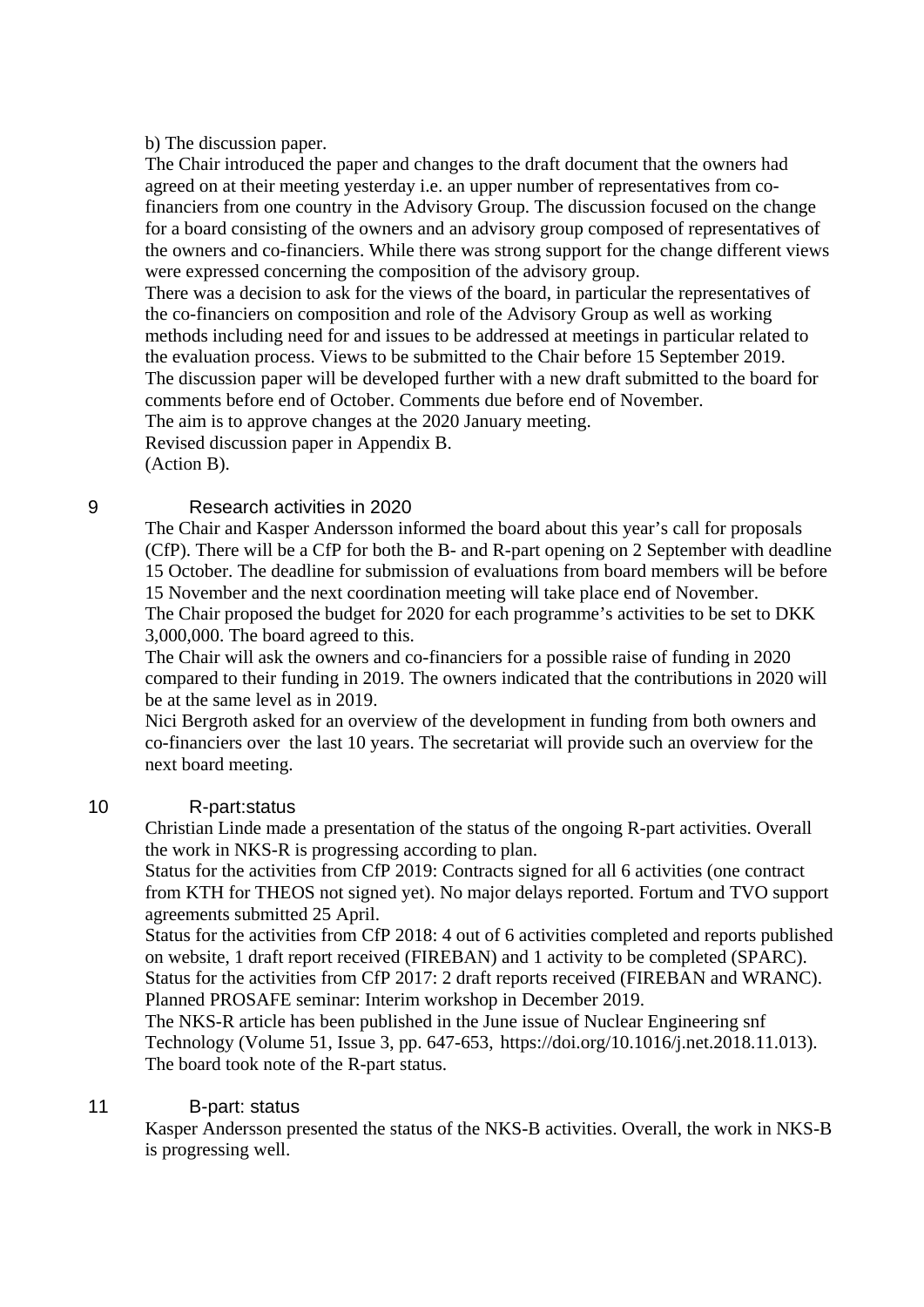b) The discussion paper.

The Chair introduced the paper and changes to the draft document that the owners had agreed on at their meeting yesterday i.e. an upper number of representatives from co-financiers from one country in the Advisory Group. The discussion focused on the change for a board consisting of the owners and an advisory group composed of representatives of the owners and co-financiers. While there was strong support for the change different views were expressed concerning the composition of the advisory group.

There was a decision to ask for the views of the board, in particular the representatives of the co-financiers on composition and role of the Advisory Group as well as working methods including need for and issues to be addressed at meetings in particular related to the evaluation process. Views to be submitted to the Chair before 15 September 2019.

The discussion paper will be developed further with a new draft submitted to the board for comments before end of October. Comments due before end of November.

The aim is to approve changes at the 2020 January meeting.

Revised discussion paper in Appendix B.

(Action B).

## 9 Research activities in 2020

The Chair and Kasper Andersson informed the board about this year's call for proposals (CfP). There will be a CfP for both the B- and R-part opening on 2 September with deadline 15 October. The deadline for submission of evaluations from board members will be before 15 November and the next coordination meeting will take place end of November.

The Chair proposed the budget for 2020 for each programme's activities to be set to DKK 3,000,000. The board agreed to this.

The Chair will ask the owners and co-financiers for a possible raise of funding in 2020 compared to their funding in 2019. The owners indicated that the contributions in 2020 will be at the same level as in 2019.

Nici Bergroth asked for an overview of the development in funding from both owners and co-financiers over the last 10 years. The secretariat will provide such an overview for the next board meeting.

## 10 R-part:status

Christian Linde made a presentation of the status of the ongoing R-part activities. Overall the work in NKS-R is progressing according to plan.

Status for the activities from CfP 2019: Contracts signed for all 6 activities (one contract from KTH for THEOS not signed yet). No major delays reported. Fortum and TVO support agreements submitted 25 April.

Status for the activities from CfP 2018: 4 out of 6 activities completed and reports published on website, 1 draft report received (FIREBAN) and 1 activity to be completed (SPARC).

Status for the activities from CfP 2017: 2 draft reports received (FIREBAN and WRANC).

Planned PROSAFE seminar: Interim workshop in December 2019.

The NKS-R article has been published in the June issue of Nuclear Engineering snf Technology (Volume 51, Issue 3, pp. 647-653, https://doi.org/10.1016/j.net.2018.11.013).

The board took note of the R-part status.

## 11 B-part: status

Kasper Andersson presented the status of the NKS-B activities. Overall, the work in NKS-B is progressing well.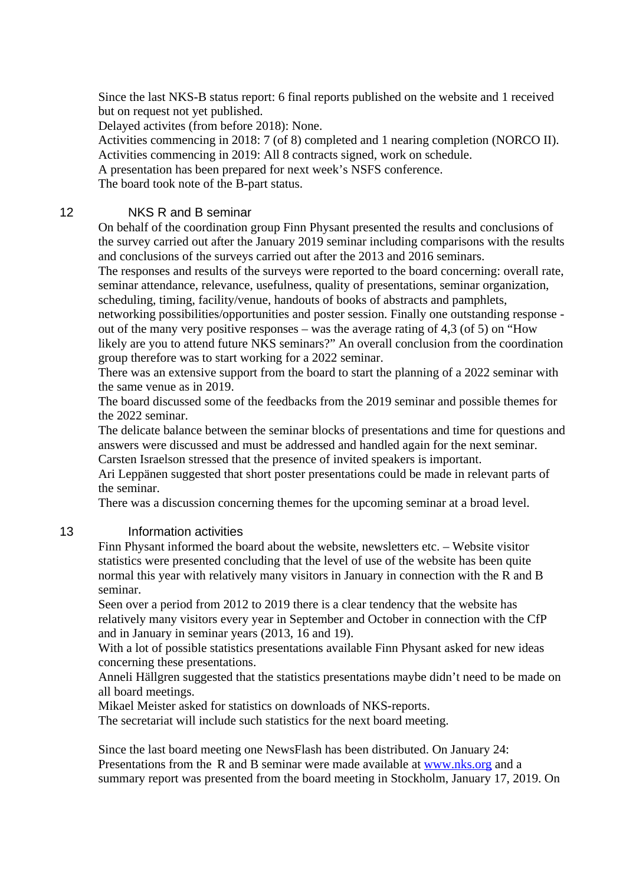Since the last NKS-B status report: 6 final reports published on the website and 1 received but on request not yet published.

Delayed activites (from before 2018): None.

Activities commencing in 2018: 7 (of 8) completed and 1 nearing completion (NORCO II).

Activities commencing in 2019: All 8 contracts signed, work on schedule.

A presentation has been prepared for next week's NSFS conference.

The board took note of the B-part status.

## 12 NKS R and B seminar

On behalf of the coordination group Finn Physant presented the results and conclusions of the survey carried out after the January 2019 seminar including comparisons with the results and conclusions of the surveys carried out after the 2013 and 2016 seminars.

The responses and results of the surveys were reported to the board concerning: overall rate, seminar attendance, relevance, usefulness, quality of presentations, seminar organization, scheduling, timing, facility/venue, handouts of books of abstracts and pamphlets, networking possibilities/opportunities and poster session. Finally one outstanding response - out of the many very positive responses – was the average rating of 4,3 (of 5) on "How likely are you to attend future NKS seminars?" An overall conclusion from the coordination group therefore was to start working for a 2022 seminar.

There was an extensive support from the board to start the planning of a 2022 seminar with the same venue as in 2019.

The board discussed some of the feedbacks from the 2019 seminar and possible themes for the 2022 seminar.

The delicate balance between the seminar blocks of presentations and time for questions and answers were discussed and must be addressed and handled again for the next seminar.

Carsten Israelson stressed that the presence of invited speakers is important.

Ari Leppänen suggested that short poster presentations could be made in relevant parts of the seminar.

There was a discussion concerning themes for the upcoming seminar at a broad level.

## 13 Information activities

Finn Physant informed the board about the website, newsletters etc. – Website visitor statistics were presented concluding that the level of use of the website has been quite normal this year with relatively many visitors in January in connection with the R and B seminar.

Seen over a period from 2012 to 2019 there is a clear tendency that the website has relatively many visitors every year in September and October in connection with the CfP and in January in seminar years (2013, 16 and 19).

With a lot of possible statistics presentations available Finn Physant asked for new ideas concerning these presentations.

Anneli Hällgren suggested that the statistics presentations maybe didn't need to be made on all board meetings.

Mikael Meister asked for statistics on downloads of NKS-reports.

The secretariat will include such statistics for the next board meeting.

Since the last board meeting one NewsFlash has been distributed. On January 24: Presentations from the R and B seminar were made available at www.nks.org and a summary report was presented from the board meeting in Stockholm, January 17, 2019. On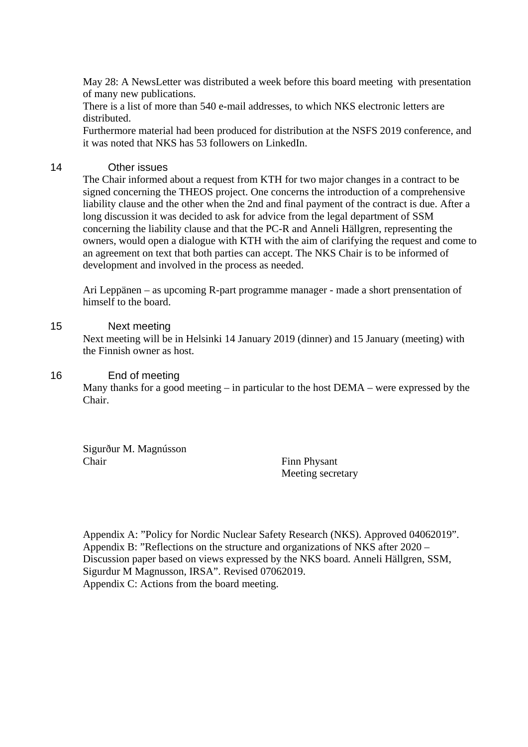May 28: A NewsLetter was distributed a week before this board meeting with presentation of many new publications.
There is a list of more than 540 e-mail addresses, to which NKS electronic letters are distributed.
Furthermore material had been produced for distribution at the NSFS 2019 conference, and it was noted that NKS has 53 followers on LinkedIn.

## 14 Other issues

The Chair informed about a request from KTH for two major changes in a contract to be signed concerning the THEOS project. One concerns the introduction of a comprehensive liability clause and the other when the 2nd and final payment of the contract is due. After a long discussion it was decided to ask for advice from the legal department of SSM concerning the liability clause and that the PC-R and Anneli Hällgren, representing the owners, would open a dialogue with KTH with the aim of clarifying the request and come to an agreement on text that both parties can accept. The NKS Chair is to be informed of development and involved in the process as needed.

Ari Leppänen – as upcoming R-part programme manager - made a short prensentation of himself to the board.

## 15 Next meeting

Next meeting will be in Helsinki 14 January 2019 (dinner) and 15 January (meeting) with the Finnish owner as host.

## 16 End of meeting

Many thanks for a good meeting – in particular to the host DEMA – were expressed by the Chair.

Sigurður M. Magnússon
Chair

Finn Physant
Meeting secretary

Appendix A: ”Policy for Nordic Nuclear Safety Research (NKS). Approved 04062019”.
Appendix B: ”Reflections on the structure and organizations of NKS after 2020 – Discussion paper based on views expressed by the NKS board. Anneli Hällgren, SSM, Sigurdur M Magnusson, IRSA”. Revised 07062019.
Appendix C: Actions from the board meeting.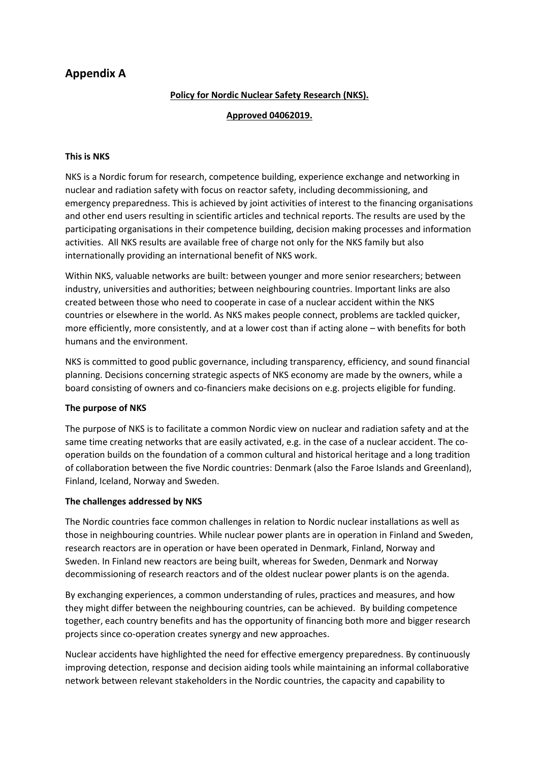# Appendix A

**Policy for Nordic Nuclear Safety Research (NKS).**

**Approved 04062019.**

**This is NKS**

NKS is a Nordic forum for research, competence building, experience exchange and networking in nuclear and radiation safety with focus on reactor safety, including decommissioning, and emergency preparedness. This is achieved by joint activities of interest to the financing organisations and other end users resulting in scientific articles and technical reports. The results are used by the participating organisations in their competence building, decision making processes and information activities. All NKS results are available free of charge not only for the NKS family but also internationally providing an international benefit of NKS work.

Within NKS, valuable networks are built: between younger and more senior researchers; between industry, universities and authorities; between neighbouring countries. Important links are also created between those who need to cooperate in case of a nuclear accident within the NKS countries or elsewhere in the world. As NKS makes people connect, problems are tackled quicker, more efficiently, more consistently, and at a lower cost than if acting alone – with benefits for both humans and the environment.

NKS is committed to good public governance, including transparency, efficiency, and sound financial planning. Decisions concerning strategic aspects of NKS economy are made by the owners, while a board consisting of owners and co-financiers make decisions on e.g. projects eligible for funding.

**The purpose of NKS**

The purpose of NKS is to facilitate a common Nordic view on nuclear and radiation safety and at the same time creating networks that are easily activated, e.g. in the case of a nuclear accident. The co-operation builds on the foundation of a common cultural and historical heritage and a long tradition of collaboration between the five Nordic countries: Denmark (also the Faroe Islands and Greenland), Finland, Iceland, Norway and Sweden.

**The challenges addressed by NKS**

The Nordic countries face common challenges in relation to Nordic nuclear installations as well as those in neighbouring countries. While nuclear power plants are in operation in Finland and Sweden, research reactors are in operation or have been operated in Denmark, Finland, Norway and Sweden. In Finland new reactors are being built, whereas for Sweden, Denmark and Norway decommissioning of research reactors and of the oldest nuclear power plants is on the agenda.

By exchanging experiences, a common understanding of rules, practices and measures, and how they might differ between the neighbouring countries, can be achieved. By building competence together, each country benefits and has the opportunity of financing both more and bigger research projects since co-operation creates synergy and new approaches.

Nuclear accidents have highlighted the need for effective emergency preparedness. By continuously improving detection, response and decision aiding tools while maintaining an informal collaborative network between relevant stakeholders in the Nordic countries, the capacity and capability to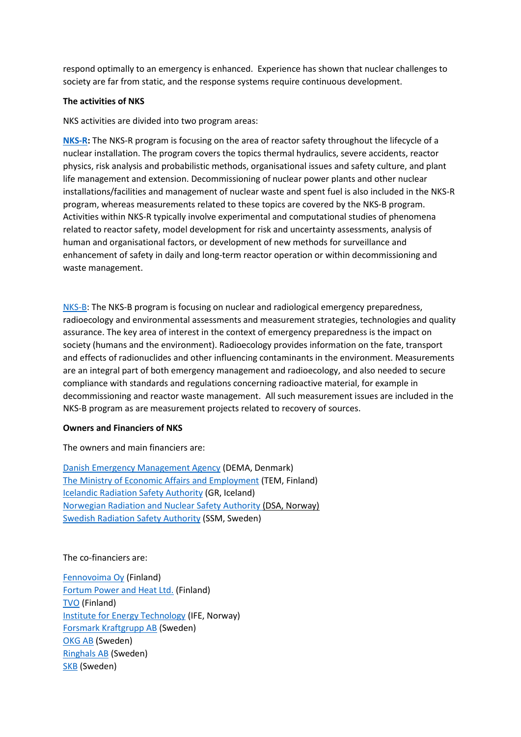respond optimally to an emergency is enhanced. Experience has shown that nuclear challenges to society are far from static, and the response systems require continuous development.

**The activities of NKS**

NKS activities are divided into two program areas:

**NKS-R:** The NKS-R program is focusing on the area of reactor safety throughout the lifecycle of a nuclear installation. The program covers the topics thermal hydraulics, severe accidents, reactor physics, risk analysis and probabilistic methods, organisational issues and safety culture, and plant life management and extension. Decommissioning of nuclear power plants and other nuclear installations/facilities and management of nuclear waste and spent fuel is also included in the NKS-R program, whereas measurements related to these topics are covered by the NKS-B program. Activities within NKS-R typically involve experimental and computational studies of phenomena related to reactor safety, model development for risk and uncertainty assessments, analysis of human and organisational factors, or development of new methods for surveillance and enhancement of safety in daily and long-term reactor operation or within decommissioning and waste management.

NKS-B: The NKS-B program is focusing on nuclear and radiological emergency preparedness, radioecology and environmental assessments and measurement strategies, technologies and quality assurance. The key area of interest in the context of emergency preparedness is the impact on society (humans and the environment). Radioecology provides information on the fate, transport and effects of radionuclides and other influencing contaminants in the environment. Measurements are an integral part of both emergency management and radioecology, and also needed to secure compliance with standards and regulations concerning radioactive material, for example in decommissioning and reactor waste management. All such measurement issues are included in the NKS-B program as are measurement projects related to recovery of sources.

**Owners and Financiers of NKS**

The owners and main financiers are:

Danish Emergency Management Agency (DEMA, Denmark)
The Ministry of Economic Affairs and Employment (TEM, Finland)
Icelandic Radiation Safety Authority (GR, Iceland)
Norwegian Radiation and Nuclear Safety Authority (DSA, Norway)
Swedish Radiation Safety Authority (SSM, Sweden)

The co-financiers are:

Fennovoima Oy (Finland)
Fortum Power and Heat Ltd. (Finland)
TVO (Finland)
Institute for Energy Technology (IFE, Norway)
Forsmark Kraftgrupp AB (Sweden)
OKG AB (Sweden)
Ringhals AB (Sweden)
SKB (Sweden)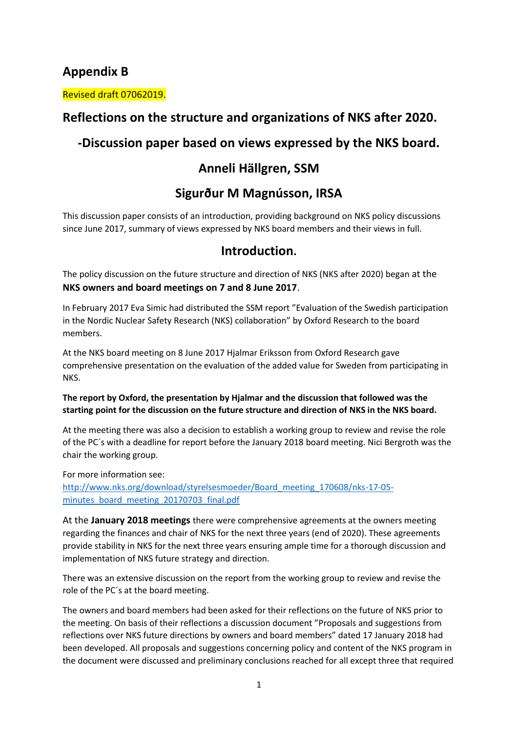## Appendix B

Revised draft 07062019.

## Reflections on the structure and organizations of NKS after 2020.

## -Discussion paper based on views expressed by the NKS board.

## Anneli Hällgren, SSM

## Sigurður M Magnússon, IRSA

This discussion paper consists of an introduction, providing background on NKS policy discussions since June 2017, summary of views expressed by NKS board members and their views in full.

## Introduction.

The policy discussion on the future structure and direction of NKS (NKS after 2020) began at the **NKS owners and board meetings on 7 and 8 June 2017**.

In February 2017 Eva Simic had distributed the SSM report "Evaluation of the Swedish participation in the Nordic Nuclear Safety Research (NKS) collaboration" by Oxford Research to the board members.

At the NKS board meeting on 8 June 2017 Hjalmar Eriksson from Oxford Research gave comprehensive presentation on the evaluation of the added value for Sweden from participating in NKS.

**The report by Oxford, the presentation by Hjalmar and the discussion that followed was the starting point for the discussion on the future structure and direction of NKS in the NKS board.**

At the meeting there was also a decision to establish a working group to review and revise the role of the PC´s with a deadline for report before the January 2018 board meeting. Nici Bergroth was the chair the working group.

For more information see:
[http://www.nks.org/download/styrelsesmoeder/Board_meeting_170608/nks-17-05-minutes_board_meeting_20170703_final.pdf](http://www.nks.org/download/styrelsesmoeder/Board_meeting_170608/nks-17-05-minutes_board_meeting_20170703_final.pdf)

At the **January 2018 meetings** there were comprehensive agreements at the owners meeting regarding the finances and chair of NKS for the next three years (end of 2020). These agreements provide stability in NKS for the next three years ensuring ample time for a thorough discussion and implementation of NKS future strategy and direction.

There was an extensive discussion on the report from the working group to review and revise the role of the PC´s at the board meeting.

The owners and board members had been asked for their reflections on the future of NKS prior to the meeting. On basis of their reflections a discussion document "Proposals and suggestions from reflections over NKS future directions by owners and board members" dated 17 January 2018 had been developed. All proposals and suggestions concerning policy and content of the NKS program in the document were discussed and preliminary conclusions reached for all except three that required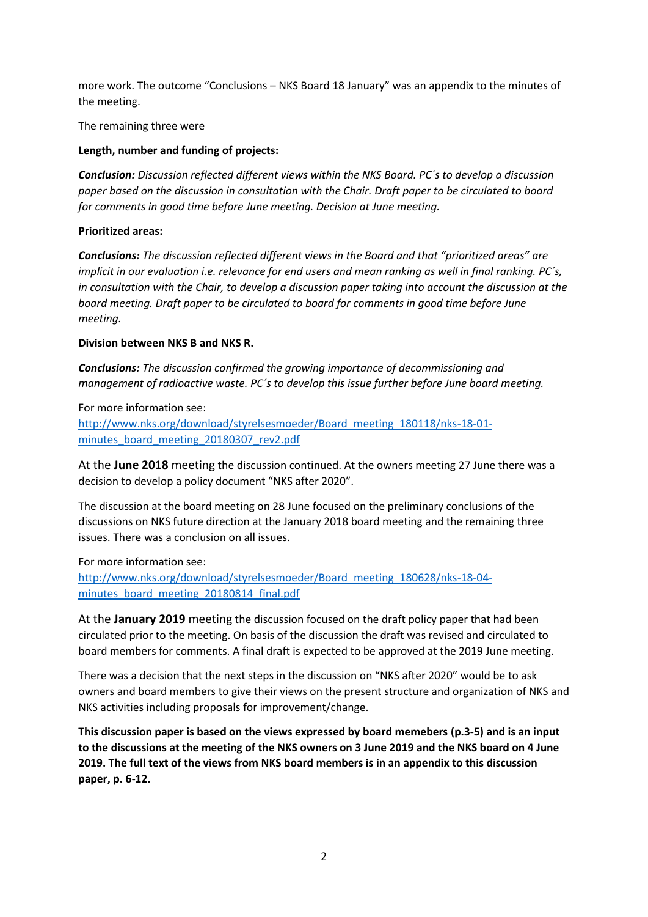more work. The outcome "Conclusions – NKS Board 18 January" was an appendix to the minutes of the meeting.

The remaining three were

**Length, number and funding of projects:**

***Conclusion:*** *Discussion reflected different views within the NKS Board. PC´s to develop a discussion paper based on the discussion in consultation with the Chair. Draft paper to be circulated to board for comments in good time before June meeting. Decision at June meeting.*

**Prioritized areas:**

***Conclusions:*** *The discussion reflected different views in the Board and that "prioritized areas" are implicit in our evaluation i.e. relevance for end users and mean ranking as well in final ranking. PC´s, in consultation with the Chair, to develop a discussion paper taking into account the discussion at the board meeting. Draft paper to be circulated to board for comments in good time before June meeting.*

**Division between NKS B and NKS R.**

***Conclusions:*** *The discussion confirmed the growing importance of decommissioning and management of radioactive waste. PC´s to develop this issue further before June board meeting.*

For more information see:
[http://www.nks.org/download/styrelsesmoeder/Board_meeting_180118/nks-18-01-minutes_board_meeting_20180307_rev2.pdf](http://www.nks.org/download/styrelsesmoeder/Board_meeting_180118/nks-18-01-minutes_board_meeting_20180307_rev2.pdf)

At the **June 2018** meeting the discussion continued. At the owners meeting 27 June there was a decision to develop a policy document "NKS after 2020".

The discussion at the board meeting on 28 June focused on the preliminary conclusions of the discussions on NKS future direction at the January 2018 board meeting and the remaining three issues. There was a conclusion on all issues.

For more information see:
[http://www.nks.org/download/styrelsesmoeder/Board_meeting_180628/nks-18-04-minutes_board_meeting_20180814_final.pdf](http://www.nks.org/download/styrelsesmoeder/Board_meeting_180628/nks-18-04-minutes_board_meeting_20180814_final.pdf)

At the **January 2019** meeting the discussion focused on the draft policy paper that had been circulated prior to the meeting. On basis of the discussion the draft was revised and circulated to board members for comments. A final draft is expected to be approved at the 2019 June meeting.

There was a decision that the next steps in the discussion on "NKS after 2020" would be to ask owners and board members to give their views on the present structure and organization of NKS and NKS activities including proposals for improvement/change.

**This discussion paper is based on the views expressed by board memebers (p.3-5) and is an input to the discussions at the meeting of the NKS owners on 3 June 2019 and the NKS board on 4 June 2019. The full text of the views from NKS board members is in an appendix to this discussion paper, p. 6-12.**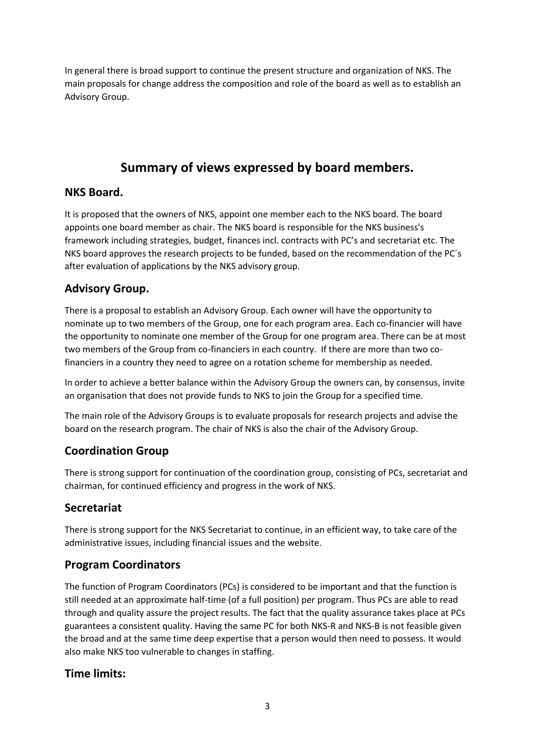In general there is broad support to continue the present structure and organization of NKS. The main proposals for change address the composition and role of the board as well as to establish an Advisory Group.

# Summary of views expressed by board members.

## NKS Board.

It is proposed that the owners of NKS, appoint one member each to the NKS board. The board appoints one board member as chair. The NKS board is responsible for the NKS business's framework including strategies, budget, finances incl. contracts with PC's and secretariat etc. The NKS board approves the research projects to be funded, based on the recommendation of the PC´s after evaluation of applications by the NKS advisory group.

## Advisory Group.

There is a proposal to establish an Advisory Group. Each owner will have the opportunity to nominate up to two members of the Group, one for each program area. Each co-financier will have the opportunity to nominate one member of the Group for one program area. There can be at most two members of the Group from co-financiers in each country. If there are more than two co-financiers in a country they need to agree on a rotation scheme for membership as needed.

In order to achieve a better balance within the Advisory Group the owners can, by consensus, invite an organisation that does not provide funds to NKS to join the Group for a specified time.

The main role of the Advisory Groups is to evaluate proposals for research projects and advise the board on the research program. The chair of NKS is also the chair of the Advisory Group.

## Coordination Group

There is strong support for continuation of the coordination group, consisting of PCs, secretariat and chairman, for continued efficiency and progress in the work of NKS.

## Secretariat

There is strong support for the NKS Secretariat to continue, in an efficient way, to take care of the administrative issues, including financial issues and the website.

## Program Coordinators

The function of Program Coordinators (PCs) is considered to be important and that the function is still needed at an approximate half-time (of a full position) per program. Thus PCs are able to read through and quality assure the project results. The fact that the quality assurance takes place at PCs guarantees a consistent quality. Having the same PC for both NKS-R and NKS-B is not feasible given the broad and at the same time deep expertise that a person would then need to possess. It would also make NKS too vulnerable to changes in staffing.

## Time limits: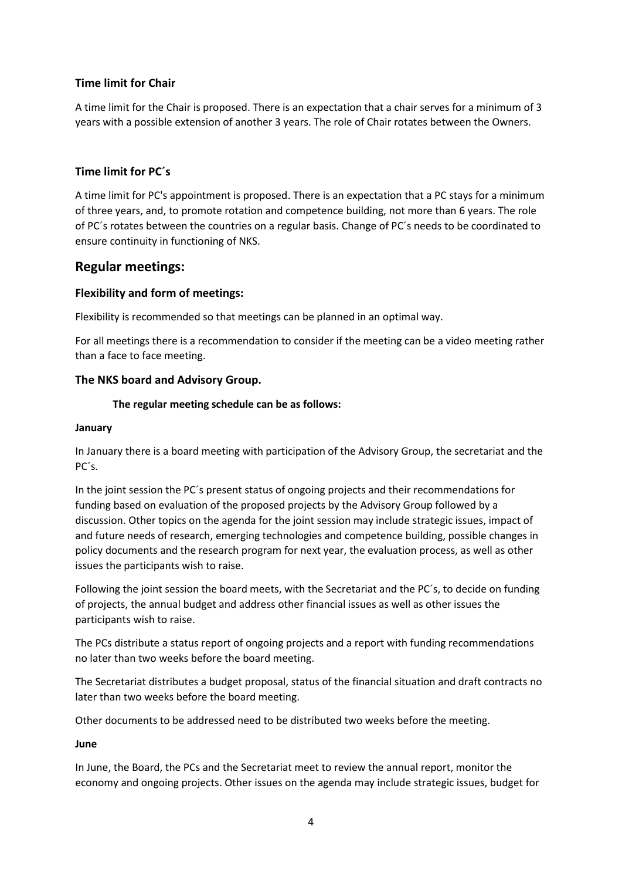### Time limit for Chair

A time limit for the Chair is proposed. There is an expectation that a chair serves for a minimum of 3 years with a possible extension of another 3 years. The role of Chair rotates between the Owners.

### Time limit for PC´s

A time limit for PC's appointment is proposed. There is an expectation that a PC stays for a minimum of three years, and, to promote rotation and competence building, not more than 6 years. The role of PC´s rotates between the countries on a regular basis. Change of PC´s needs to be coordinated to ensure continuity in functioning of NKS.

## Regular meetings:

### Flexibility and form of meetings:

Flexibility is recommended so that meetings can be planned in an optimal way.

For all meetings there is a recommendation to consider if the meeting can be a video meeting rather than a face to face meeting.

### The NKS board and Advisory Group.

**The regular meeting schedule can be as follows:**

**January**

In January there is a board meeting with participation of the Advisory Group, the secretariat and the PC´s.

In the joint session the PC´s present status of ongoing projects and their recommendations for funding based on evaluation of the proposed projects by the Advisory Group followed by a discussion. Other topics on the agenda for the joint session may include strategic issues, impact of and future needs of research, emerging technologies and competence building, possible changes in policy documents and the research program for next year, the evaluation process, as well as other issues the participants wish to raise.

Following the joint session the board meets, with the Secretariat and the PC´s, to decide on funding of projects, the annual budget and address other financial issues as well as other issues the participants wish to raise.

The PCs distribute a status report of ongoing projects and a report with funding recommendations no later than two weeks before the board meeting.

The Secretariat distributes a budget proposal, status of the financial situation and draft contracts no later than two weeks before the board meeting.

Other documents to be addressed need to be distributed two weeks before the meeting.

**June**

In June, the Board, the PCs and the Secretariat meet to review the annual report, monitor the economy and ongoing projects. Other issues on the agenda may include strategic issues, budget for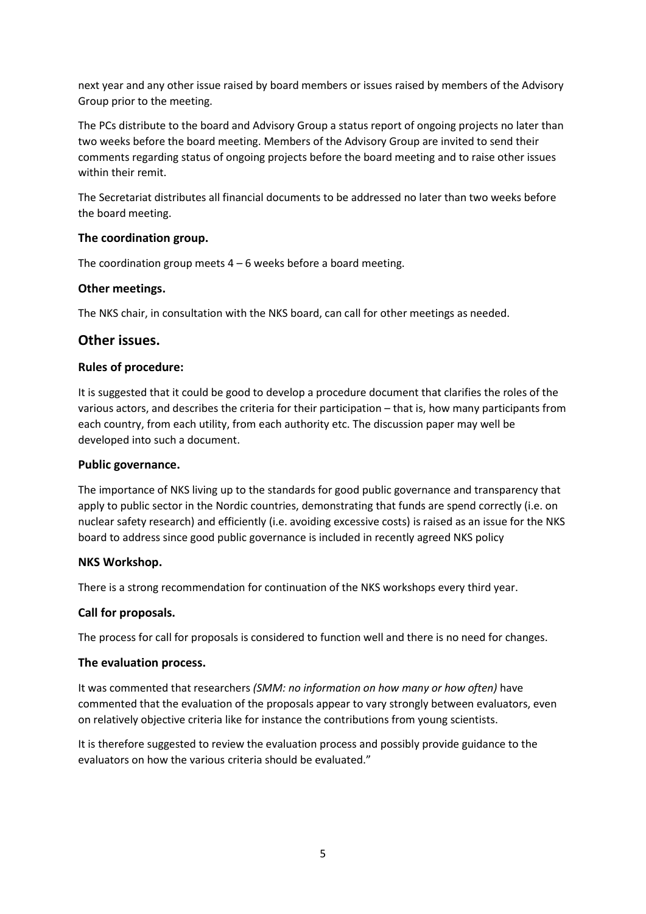next year and any other issue raised by board members or issues raised by members of the Advisory Group prior to the meeting.

The PCs distribute to the board and Advisory Group a status report of ongoing projects no later than two weeks before the board meeting. Members of the Advisory Group are invited to send their comments regarding status of ongoing projects before the board meeting and to raise other issues within their remit.

The Secretariat distributes all financial documents to be addressed no later than two weeks before the board meeting.

**The coordination group.**

The coordination group meets 4 – 6 weeks before a board meeting.

**Other meetings.**

The NKS chair, in consultation with the NKS board, can call for other meetings as needed.

## Other issues.

**Rules of procedure:**

It is suggested that it could be good to develop a procedure document that clarifies the roles of the various actors, and describes the criteria for their participation – that is, how many participants from each country, from each utility, from each authority etc. The discussion paper may well be developed into such a document.

**Public governance.**

The importance of NKS living up to the standards for good public governance and transparency that apply to public sector in the Nordic countries, demonstrating that funds are spend correctly (i.e. on nuclear safety research) and efficiently (i.e. avoiding excessive costs) is raised as an issue for the NKS board to address since good public governance is included in recently agreed NKS policy

**NKS Workshop.**

There is a strong recommendation for continuation of the NKS workshops every third year.

**Call for proposals.**

The process for call for proposals is considered to function well and there is no need for changes.

**The evaluation process.**

It was commented that researchers *(SMM: no information on how many or how often)* have commented that the evaluation of the proposals appear to vary strongly between evaluators, even on relatively objective criteria like for instance the contributions from young scientists.

It is therefore suggested to review the evaluation process and possibly provide guidance to the evaluators on how the various criteria should be evaluated."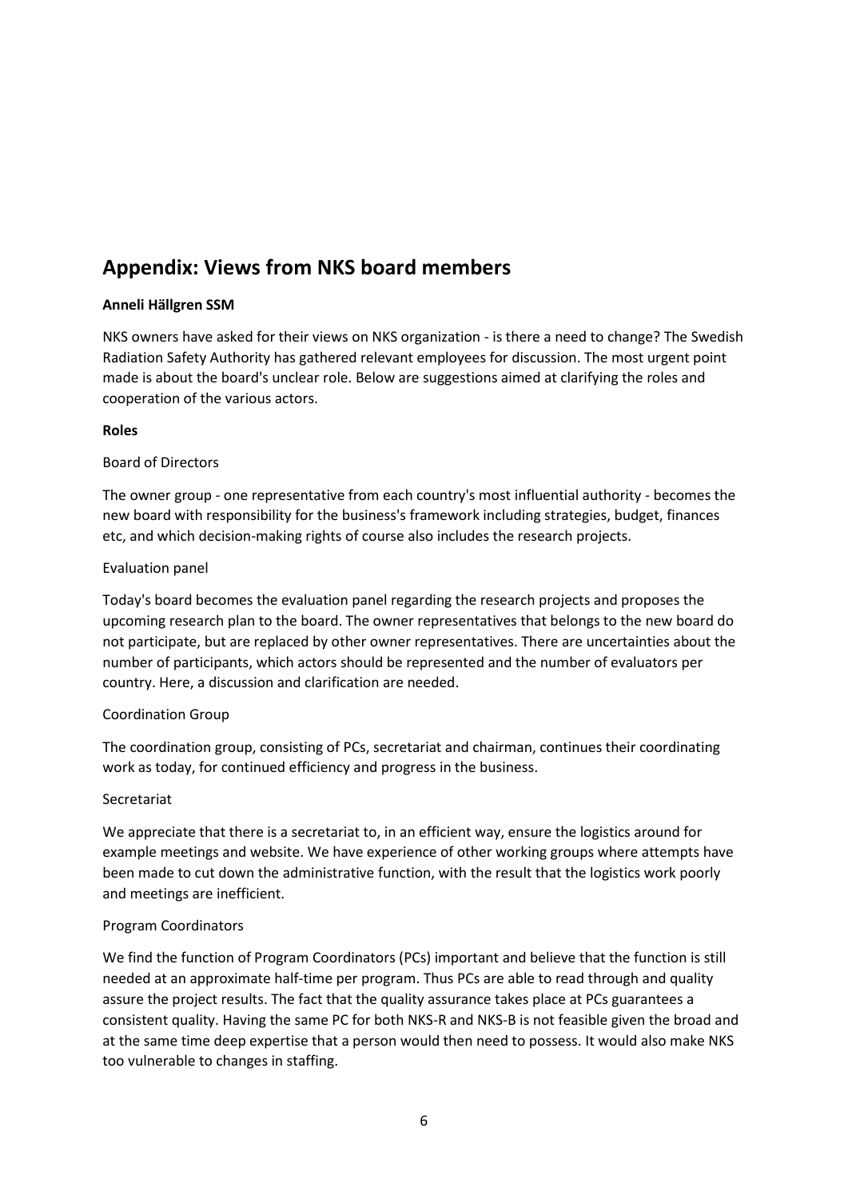## Appendix: Views from NKS board members

**Anneli Hällgren SSM**

NKS owners have asked for their views on NKS organization - is there a need to change? The Swedish Radiation Safety Authority has gathered relevant employees for discussion. The most urgent point made is about the board's unclear role. Below are suggestions aimed at clarifying the roles and cooperation of the various actors.

**Roles**

Board of Directors

The owner group - one representative from each country's most influential authority - becomes the new board with responsibility for the business's framework including strategies, budget, finances etc, and which decision-making rights of course also includes the research projects.

Evaluation panel

Today's board becomes the evaluation panel regarding the research projects and proposes the upcoming research plan to the board. The owner representatives that belongs to the new board do not participate, but are replaced by other owner representatives. There are uncertainties about the number of participants, which actors should be represented and the number of evaluators per country. Here, a discussion and clarification are needed.

Coordination Group

The coordination group, consisting of PCs, secretariat and chairman, continues their coordinating work as today, for continued efficiency and progress in the business.

Secretariat

We appreciate that there is a secretariat to, in an efficient way, ensure the logistics around for example meetings and website. We have experience of other working groups where attempts have been made to cut down the administrative function, with the result that the logistics work poorly and meetings are inefficient.

Program Coordinators

We find the function of Program Coordinators (PCs) important and believe that the function is still needed at an approximate half-time per program. Thus PCs are able to read through and quality assure the project results. The fact that the quality assurance takes place at PCs guarantees a consistent quality. Having the same PC for both NKS-R and NKS-B is not feasible given the broad and at the same time deep expertise that a person would then need to possess. It would also make NKS too vulnerable to changes in staffing.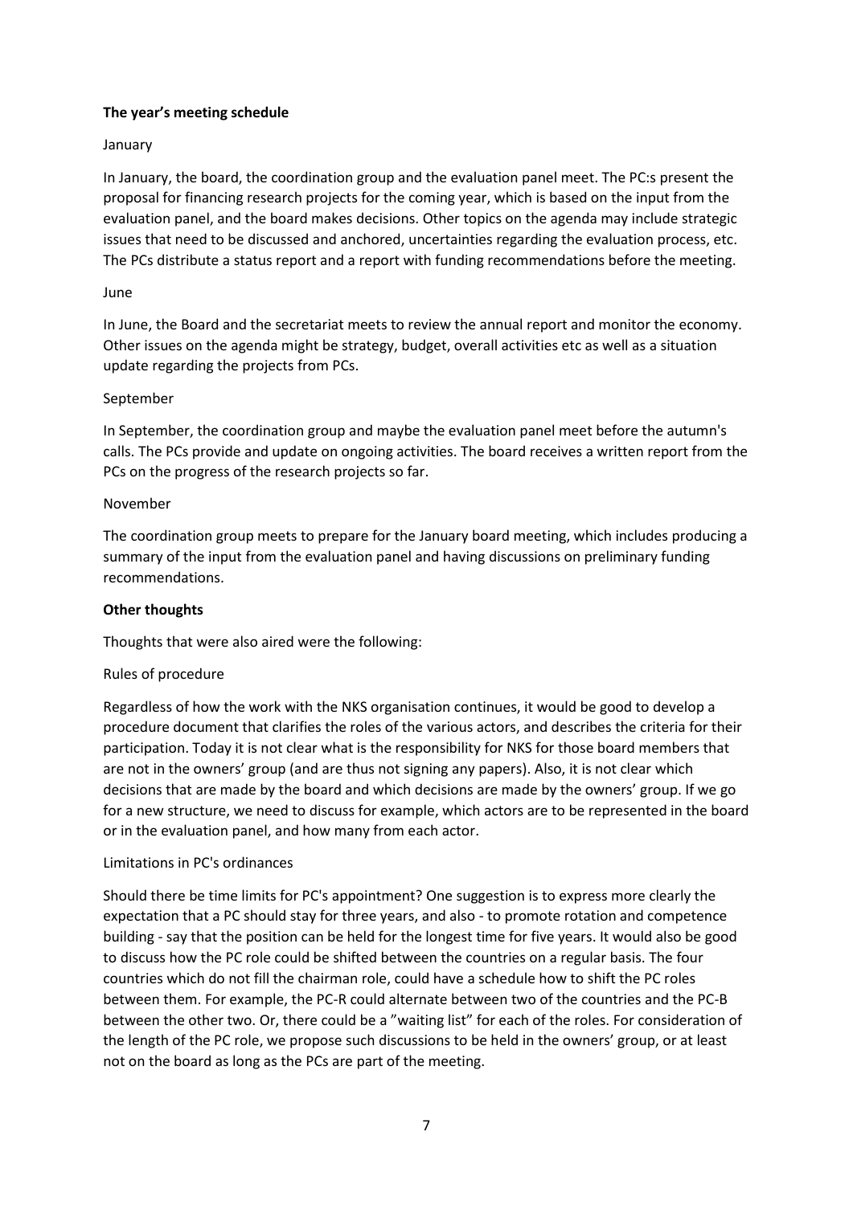**The year's meeting schedule**

January

In January, the board, the coordination group and the evaluation panel meet. The PC:s present the proposal for financing research projects for the coming year, which is based on the input from the evaluation panel, and the board makes decisions. Other topics on the agenda may include strategic issues that need to be discussed and anchored, uncertainties regarding the evaluation process, etc. The PCs distribute a status report and a report with funding recommendations before the meeting.

June

In June, the Board and the secretariat meets to review the annual report and monitor the economy. Other issues on the agenda might be strategy, budget, overall activities etc as well as a situation update regarding the projects from PCs.

September

In September, the coordination group and maybe the evaluation panel meet before the autumn's calls. The PCs provide and update on ongoing activities. The board receives a written report from the PCs on the progress of the research projects so far.

November

The coordination group meets to prepare for the January board meeting, which includes producing a summary of the input from the evaluation panel and having discussions on preliminary funding recommendations.

**Other thoughts**

Thoughts that were also aired were the following:

Rules of procedure

Regardless of how the work with the NKS organisation continues, it would be good to develop a procedure document that clarifies the roles of the various actors, and describes the criteria for their participation. Today it is not clear what is the responsibility for NKS for those board members that are not in the owners' group (and are thus not signing any papers). Also, it is not clear which decisions that are made by the board and which decisions are made by the owners' group. If we go for a new structure, we need to discuss for example, which actors are to be represented in the board or in the evaluation panel, and how many from each actor.

Limitations in PC's ordinances

Should there be time limits for PC's appointment? One suggestion is to express more clearly the expectation that a PC should stay for three years, and also - to promote rotation and competence building - say that the position can be held for the longest time for five years. It would also be good to discuss how the PC role could be shifted between the countries on a regular basis. The four countries which do not fill the chairman role, could have a schedule how to shift the PC roles between them. For example, the PC-R could alternate between two of the countries and the PC-B between the other two. Or, there could be a "waiting list" for each of the roles. For consideration of the length of the PC role, we propose such discussions to be held in the owners' group, or at least not on the board as long as the PCs are part of the meeting.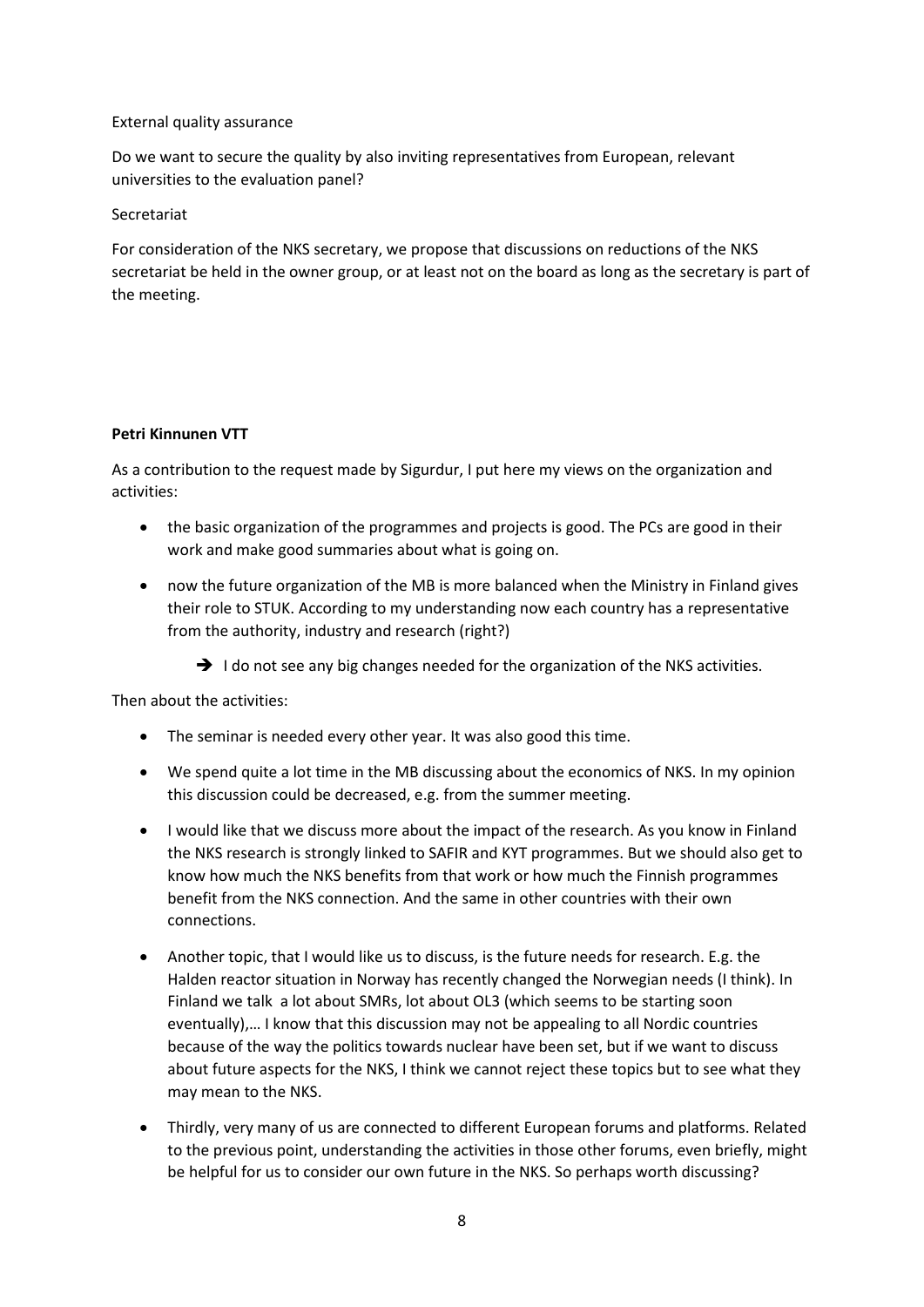External quality assurance

Do we want to secure the quality by also inviting representatives from European, relevant universities to the evaluation panel?

Secretariat

For consideration of the NKS secretary, we propose that discussions on reductions of the NKS secretariat be held in the owner group, or at least not on the board as long as the secretary is part of the meeting.

**Petri Kinnunen VTT**

As a contribution to the request made by Sigurdur, I put here my views on the organization and activities:

- the basic organization of the programmes and projects is good. The PCs are good in their work and make good summaries about what is going on.
- now the future organization of the MB is more balanced when the Ministry in Finland gives their role to STUK. According to my understanding now each country has a representative from the authority, industry and research (right?)
    - ➔ I do not see any big changes needed for the organization of the NKS activities.

Then about the activities:

- The seminar is needed every other year. It was also good this time.
- We spend quite a lot time in the MB discussing about the economics of NKS. In my opinion this discussion could be decreased, e.g. from the summer meeting.
- I would like that we discuss more about the impact of the research. As you know in Finland the NKS research is strongly linked to SAFIR and KYT programmes. But we should also get to know how much the NKS benefits from that work or how much the Finnish programmes benefit from the NKS connection. And the same in other countries with their own connections.
- Another topic, that I would like us to discuss, is the future needs for research. E.g. the Halden reactor situation in Norway has recently changed the Norwegian needs (I think). In Finland we talk a lot about SMRs, lot about OL3 (which seems to be starting soon eventually),… I know that this discussion may not be appealing to all Nordic countries because of the way the politics towards nuclear have been set, but if we want to discuss about future aspects for the NKS, I think we cannot reject these topics but to see what they may mean to the NKS.
- Thirdly, very many of us are connected to different European forums and platforms. Related to the previous point, understanding the activities in those other forums, even briefly, might be helpful for us to consider our own future in the NKS. So perhaps worth discussing?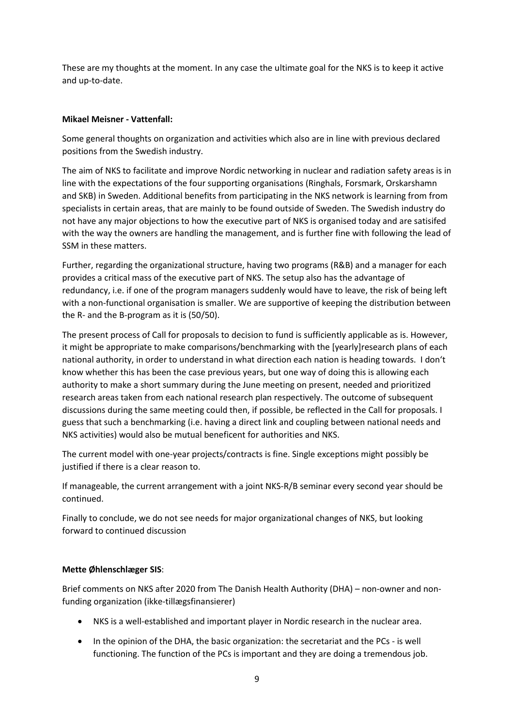These are my thoughts at the moment. In any case the ultimate goal for the NKS is to keep it active and up-to-date.

**Mikael Meisner - Vattenfall:**

Some general thoughts on organization and activities which also are in line with previous declared positions from the Swedish industry.

The aim of NKS to facilitate and improve Nordic networking in nuclear and radiation safety areas is in line with the expectations of the four supporting organisations (Ringhals, Forsmark, Orskarshamn and SKB) in Sweden. Additional benefits from participating in the NKS network is learning from from specialists in certain areas, that are mainly to be found outside of Sweden. The Swedish industry do not have any major objections to how the executive part of NKS is organised today and are satisifed with the way the owners are handling the management, and is further fine with following the lead of SSM in these matters.

Further, regarding the organizational structure, having two programs (R&B) and a manager for each provides a critical mass of the executive part of NKS. The setup also has the advantage of redundancy, i.e. if one of the program managers suddenly would have to leave, the risk of being left with a non-functional organisation is smaller. We are supportive of keeping the distribution between the R- and the B-program as it is (50/50).

The present process of Call for proposals to decision to fund is sufficiently applicable as is. However, it might be appropriate to make comparisons/benchmarking with the [yearly]research plans of each national authority, in order to understand in what direction each nation is heading towards. I don't know whether this has been the case previous years, but one way of doing this is allowing each authority to make a short summary during the June meeting on present, needed and prioritized research areas taken from each national research plan respectively. The outcome of subsequent discussions during the same meeting could then, if possible, be reflected in the Call for proposals. I guess that such a benchmarking (i.e. having a direct link and coupling between national needs and NKS activities) would also be mutual beneficent for authorities and NKS.

The current model with one-year projects/contracts is fine. Single exceptions might possibly be justified if there is a clear reason to.

If manageable, the current arrangement with a joint NKS-R/B seminar every second year should be continued.

Finally to conclude, we do not see needs for major organizational changes of NKS, but looking forward to continued discussion

**Mette Øhlenschlæger SIS**:

Brief comments on NKS after 2020 from The Danish Health Authority (DHA) – non-owner and non-funding organization (ikke-tillægsfinansierer)

- NKS is a well-established and important player in Nordic research in the nuclear area.
- In the opinion of the DHA, the basic organization: the secretariat and the PCs - is well functioning. The function of the PCs is important and they are doing a tremendous job.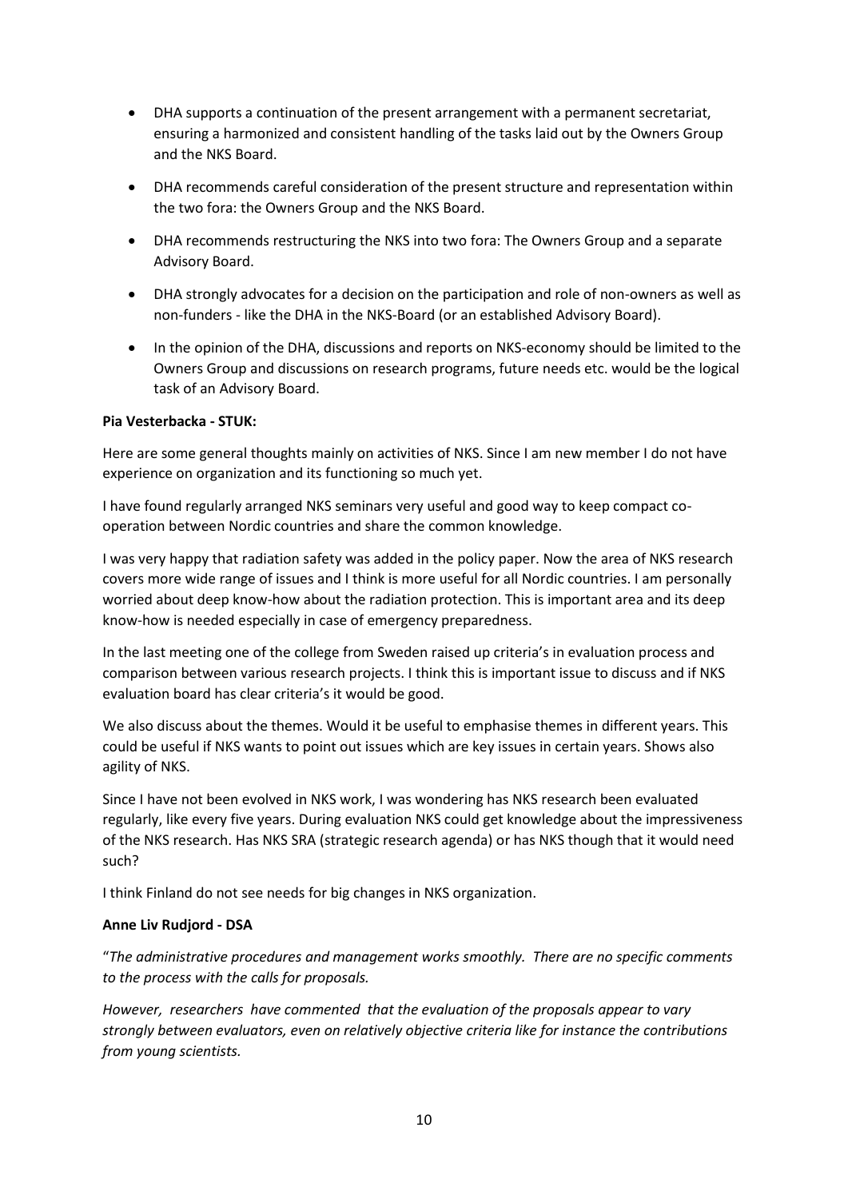- DHA supports a continuation of the present arrangement with a permanent secretariat, ensuring a harmonized and consistent handling of the tasks laid out by the Owners Group and the NKS Board.
- DHA recommends careful consideration of the present structure and representation within the two fora: the Owners Group and the NKS Board.
- DHA recommends restructuring the NKS into two fora: The Owners Group and a separate Advisory Board.
- DHA strongly advocates for a decision on the participation and role of non-owners as well as non-funders - like the DHA in the NKS-Board (or an established Advisory Board).
- In the opinion of the DHA, discussions and reports on NKS-economy should be limited to the Owners Group and discussions on research programs, future needs etc. would be the logical task of an Advisory Board.

**Pia Vesterbacka - STUK:**

Here are some general thoughts mainly on activities of NKS. Since I am new member I do not have experience on organization and its functioning so much yet.

I have found regularly arranged NKS seminars very useful and good way to keep compact co-operation between Nordic countries and share the common knowledge.

I was very happy that radiation safety was added in the policy paper. Now the area of NKS research covers more wide range of issues and I think is more useful for all Nordic countries. I am personally worried about deep know-how about the radiation protection. This is important area and its deep know-how is needed especially in case of emergency preparedness.

In the last meeting one of the college from Sweden raised up criteria's in evaluation process and comparison between various research projects. I think this is important issue to discuss and if NKS evaluation board has clear criteria's it would be good.

We also discuss about the themes. Would it be useful to emphasise themes in different years. This could be useful if NKS wants to point out issues which are key issues in certain years. Shows also agility of NKS.

Since I have not been evolved in NKS work, I was wondering has NKS research been evaluated regularly, like every five years. During evaluation NKS could get knowledge about the impressiveness of the NKS research. Has NKS SRA (strategic research agenda) or has NKS though that it would need such?

I think Finland do not see needs for big changes in NKS organization.

**Anne Liv Rudjord - DSA**

"*The administrative procedures and management works smoothly. There are no specific comments to the process with the calls for proposals.*

*However, researchers have commented that the evaluation of the proposals appear to vary strongly between evaluators, even on relatively objective criteria like for instance the contributions from young scientists.*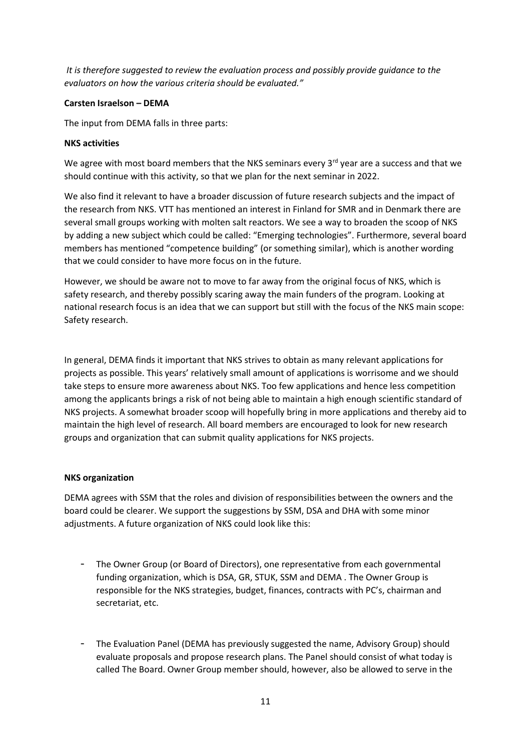*It is therefore suggested to review the evaluation process and possibly provide guidance to the evaluators on how the various criteria should be evaluated."*

**Carsten Israelson – DEMA**

The input from DEMA falls in three parts:

**NKS activities**

We agree with most board members that the NKS seminars every 3rd year are a success and that we should continue with this activity, so that we plan for the next seminar in 2022.

We also find it relevant to have a broader discussion of future research subjects and the impact of the research from NKS. VTT has mentioned an interest in Finland for SMR and in Denmark there are several small groups working with molten salt reactors. We see a way to broaden the scoop of NKS by adding a new subject which could be called: "Emerging technologies". Furthermore, several board members has mentioned "competence building" (or something similar), which is another wording that we could consider to have more focus on in the future.

However, we should be aware not to move to far away from the original focus of NKS, which is safety research, and thereby possibly scaring away the main funders of the program. Looking at national research focus is an idea that we can support but still with the focus of the NKS main scope: Safety research.

In general, DEMA finds it important that NKS strives to obtain as many relevant applications for projects as possible. This years' relatively small amount of applications is worrisome and we should take steps to ensure more awareness about NKS. Too few applications and hence less competition among the applicants brings a risk of not being able to maintain a high enough scientific standard of NKS projects. A somewhat broader scoop will hopefully bring in more applications and thereby aid to maintain the high level of research. All board members are encouraged to look for new research groups and organization that can submit quality applications for NKS projects.

**NKS organization**

DEMA agrees with SSM that the roles and division of responsibilities between the owners and the board could be clearer. We support the suggestions by SSM, DSA and DHA with some minor adjustments. A future organization of NKS could look like this:

- The Owner Group (or Board of Directors), one representative from each governmental funding organization, which is DSA, GR, STUK, SSM and DEMA . The Owner Group is responsible for the NKS strategies, budget, finances, contracts with PC's, chairman and secretariat, etc.

- The Evaluation Panel (DEMA has previously suggested the name, Advisory Group) should evaluate proposals and propose research plans. The Panel should consist of what today is called The Board. Owner Group member should, however, also be allowed to serve in the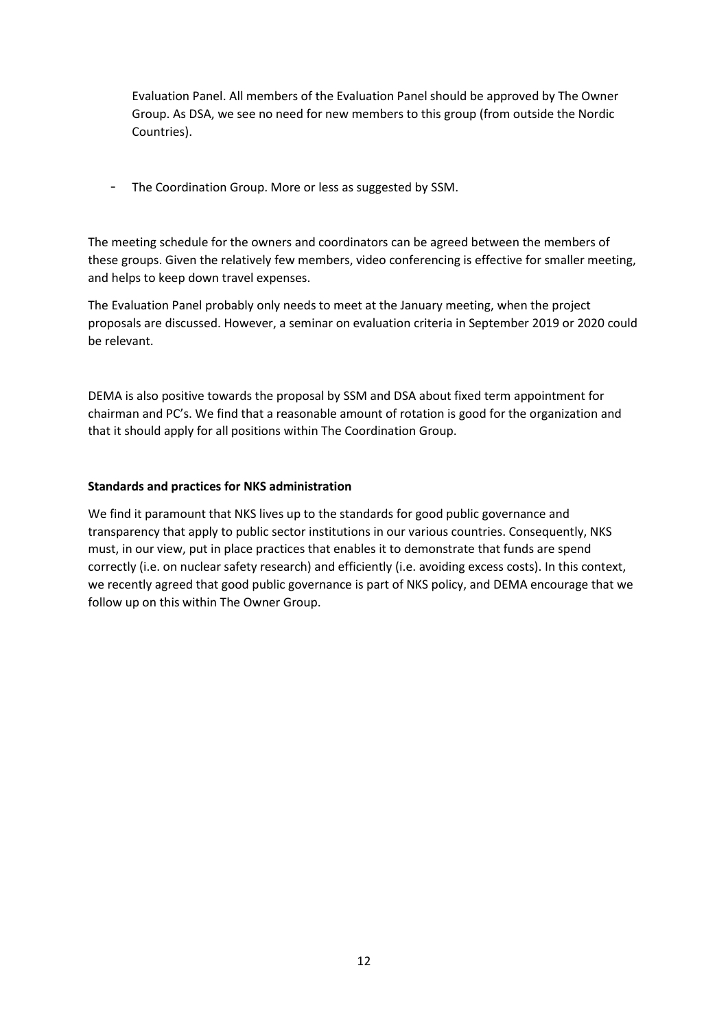Evaluation Panel. All members of the Evaluation Panel should be approved by The Owner Group. As DSA, we see no need for new members to this group (from outside the Nordic Countries).

- The Coordination Group. More or less as suggested by SSM.

The meeting schedule for the owners and coordinators can be agreed between the members of these groups. Given the relatively few members, video conferencing is effective for smaller meeting, and helps to keep down travel expenses.

The Evaluation Panel probably only needs to meet at the January meeting, when the project proposals are discussed. However, a seminar on evaluation criteria in September 2019 or 2020 could be relevant.

DEMA is also positive towards the proposal by SSM and DSA about fixed term appointment for chairman and PC's. We find that a reasonable amount of rotation is good for the organization and that it should apply for all positions within The Coordination Group.

**Standards and practices for NKS administration**

We find it paramount that NKS lives up to the standards for good public governance and transparency that apply to public sector institutions in our various countries. Consequently, NKS must, in our view, put in place practices that enables it to demonstrate that funds are spend correctly (i.e. on nuclear safety research) and efficiently (i.e. avoiding excess costs). In this context, we recently agreed that good public governance is part of NKS policy, and DEMA encourage that we follow up on this within The Owner Group.